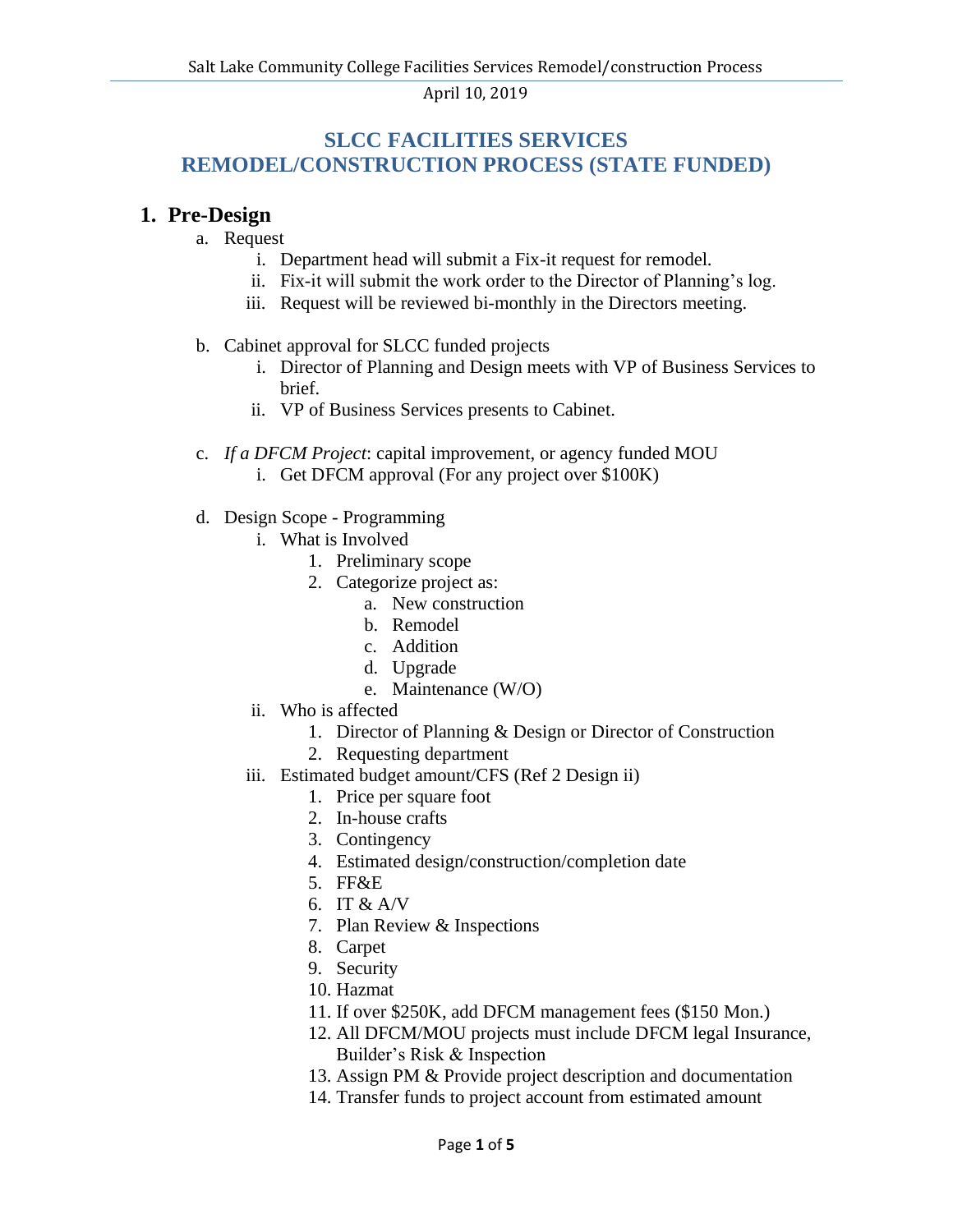April 10, 2019

# SLCC FACILITIES SERVICES
# REMODEL/CONSTRUCTION PROCESS (STATE FUNDED)

## 1. Pre-Design

a. Request
   i. Department head will submit a Fix-it request for remodel.
   ii. Fix-it will submit the work order to the Director of Planning's log.
   iii. Request will be reviewed bi-monthly in the Directors meeting.

b. Cabinet approval for SLCC funded projects
   i. Director of Planning and Design meets with VP of Business Services to brief.
   ii. VP of Business Services presents to Cabinet.

c. *If a DFCM Project*: capital improvement, or agency funded MOU
   i. Get DFCM approval (For any project over $100K)

d. Design Scope - Programming
   i. What is Involved
      1. Preliminary scope
      2. Categorize project as:
         a. New construction
         b. Remodel
         c. Addition
         d. Upgrade
         e. Maintenance (W/O)
   ii. Who is affected
      1. Director of Planning & Design or Director of Construction
      2. Requesting department
   iii. Estimated budget amount/CFS (Ref 2 Design ii)
      1. Price per square foot
      2. In-house crafts
      3. Contingency
      4. Estimated design/construction/completion date
      5. FF&E
      6. IT & A/V
      7. Plan Review & Inspections
      8. Carpet
      9. Security
      10. Hazmat
      11. If over $250K, add DFCM management fees ($150 Mon.)
      12. All DFCM/MOU projects must include DFCM legal Insurance, Builder's Risk & Inspection
      13. Assign PM & Provide project description and documentation
      14. Transfer funds to project account from estimated amount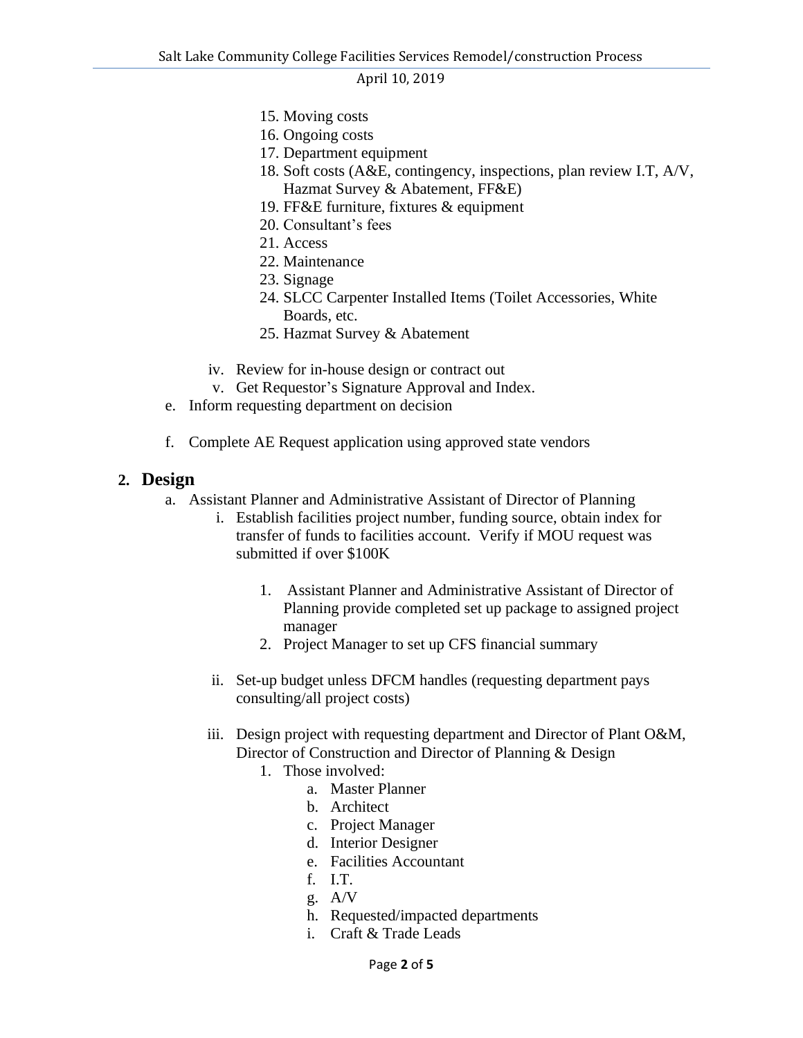15. Moving costs
16. Ongoing costs
17. Department equipment
18. Soft costs (A&E, contingency, inspections, plan review I.T, A/V, Hazmat Survey & Abatement, FF&E)
19. FF&E furniture, fixtures & equipment
20. Consultant's fees
21. Access
22. Maintenance
23. Signage
24. SLCC Carpenter Installed Items (Toilet Accessories, White Boards, etc.
25. Hazmat Survey & Abatement

iv. Review for in-house design or contract out

v. Get Requestor's Signature Approval and Index.

e. Inform requesting department on decision

f. Complete AE Request application using approved state vendors

## 2. Design

a. Assistant Planner and Administrative Assistant of Director of Planning

i. Establish facilities project number, funding source, obtain index for transfer of funds to facilities account. Verify if MOU request was submitted if over $100K

1. Assistant Planner and Administrative Assistant of Director of Planning provide completed set up package to assigned project manager
2. Project Manager to set up CFS financial summary

ii. Set-up budget unless DFCM handles (requesting department pays consulting/all project costs)

iii. Design project with requesting department and Director of Plant O&M, Director of Construction and Director of Planning & Design

1. Those involved:
   a. Master Planner
   b. Architect
   c. Project Manager
   d. Interior Designer
   e. Facilities Accountant
   f. I.T.
   g. A/V
   h. Requested/impacted departments
   i. Craft & Trade Leads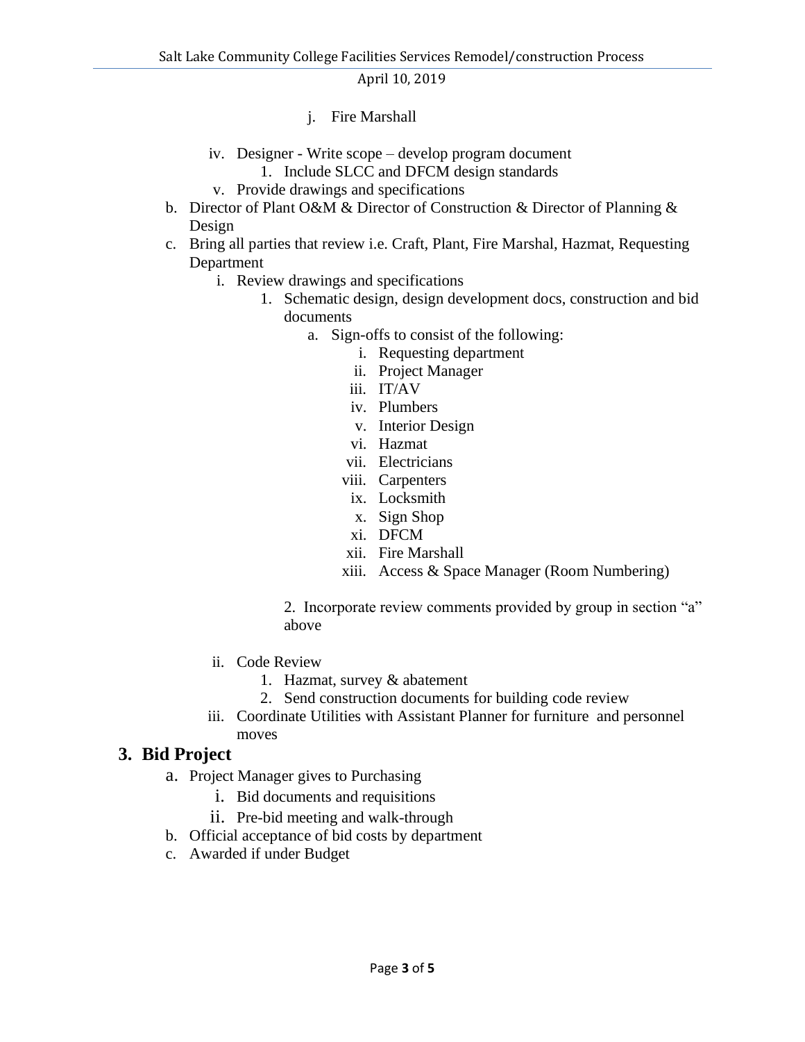j. Fire Marshall

iv. Designer - Write scope – develop program document
   1. Include SLCC and DFCM design standards

v. Provide drawings and specifications

b. Director of Plant O&M & Director of Construction & Director of Planning & Design

c. Bring all parties that review i.e. Craft, Plant, Fire Marshal, Hazmat, Requesting Department
   i. Review drawings and specifications
      1. Schematic design, design development docs, construction and bid documents
         a. Sign-offs to consist of the following:
            i. Requesting department
            ii. Project Manager
            iii. IT/AV
            iv. Plumbers
            v. Interior Design
            vi. Hazmat
            vii. Electricians
            viii. Carpenters
            ix. Locksmith
            x. Sign Shop
            xi. DFCM
            xii. Fire Marshall
            xiii. Access & Space Manager (Room Numbering)

      2. Incorporate review comments provided by group in section "a" above

   ii. Code Review
      1. Hazmat, survey & abatement
      2. Send construction documents for building code review

   iii. Coordinate Utilities with Assistant Planner for furniture and personnel moves

## 3. Bid Project

a. Project Manager gives to Purchasing
   i. Bid documents and requisitions
   ii. Pre-bid meeting and walk-through

b. Official acceptance of bid costs by department

c. Awarded if under Budget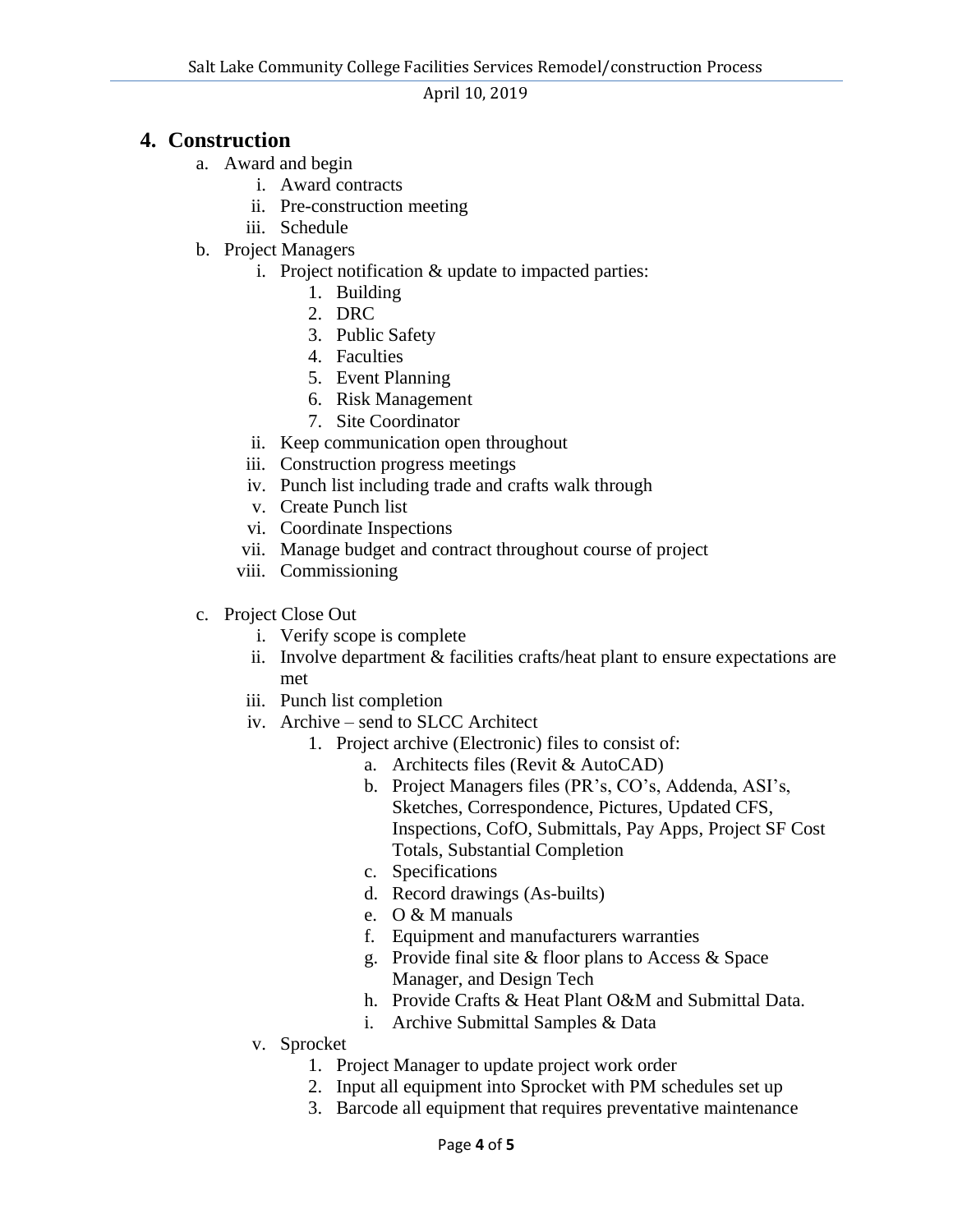## 4. Construction

a. Award and begin
   i. Award contracts
   ii. Pre-construction meeting
   iii. Schedule

b. Project Managers
   i. Project notification & update to impacted parties:
      1. Building
      2. DRC
      3. Public Safety
      4. Faculties
      5. Event Planning
      6. Risk Management
      7. Site Coordinator
   ii. Keep communication open throughout
   iii. Construction progress meetings
   iv. Punch list including trade and crafts walk through
   v. Create Punch list
   vi. Coordinate Inspections
   vii. Manage budget and contract throughout course of project
   viii. Commissioning

c. Project Close Out
   i. Verify scope is complete
   ii. Involve department & facilities crafts/heat plant to ensure expectations are met
   iii. Punch list completion
   iv. Archive – send to SLCC Architect
      1. Project archive (Electronic) files to consist of:
         a. Architects files (Revit & AutoCAD)
         b. Project Managers files (PR's, CO's, Addenda, ASI's, Sketches, Correspondence, Pictures, Updated CFS, Inspections, CofO, Submittals, Pay Apps, Project SF Cost Totals, Substantial Completion
         c. Specifications
         d. Record drawings (As-builts)
         e. O & M manuals
         f. Equipment and manufacturers warranties
         g. Provide final site & floor plans to Access & Space Manager, and Design Tech
         h. Provide Crafts & Heat Plant O&M and Submittal Data.
         i. Archive Submittal Samples & Data
   v. Sprocket
      1. Project Manager to update project work order
      2. Input all equipment into Sprocket with PM schedules set up
      3. Barcode all equipment that requires preventative maintenance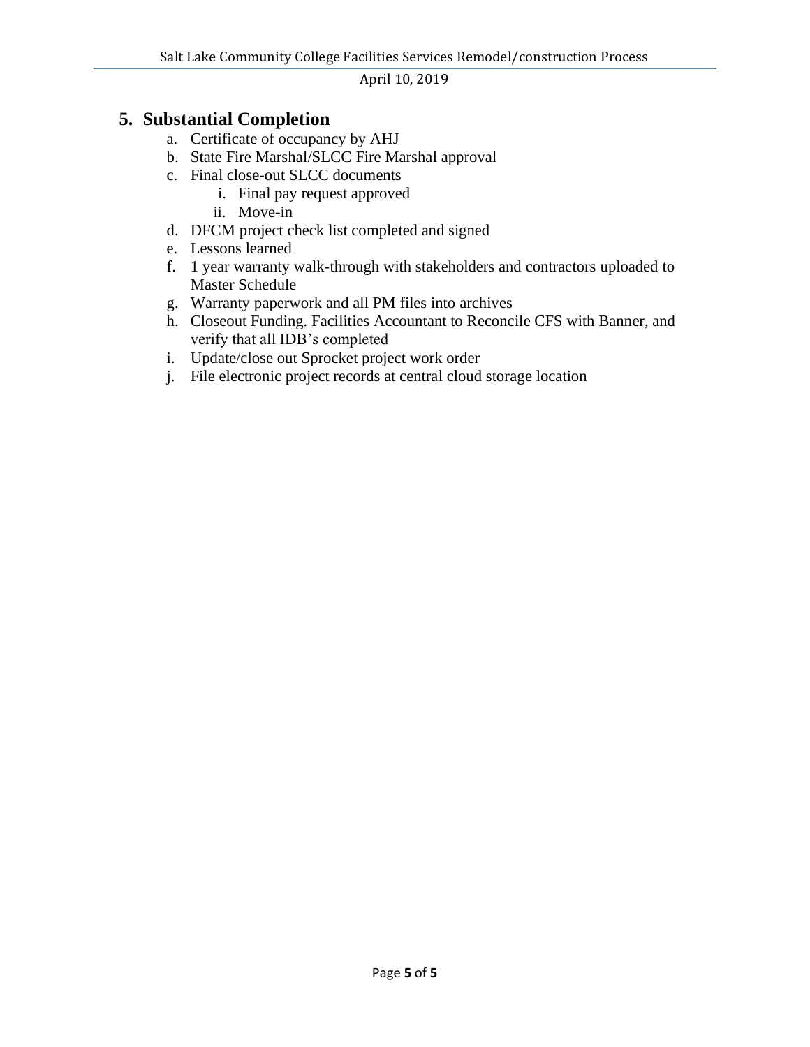## 5. Substantial Completion

a. Certificate of occupancy by AHJ
b. State Fire Marshal/SLCC Fire Marshal approval
c. Final close-out SLCC documents
    i. Final pay request approved
    ii. Move-in
d. DFCM project check list completed and signed
e. Lessons learned
f. 1 year warranty walk-through with stakeholders and contractors uploaded to Master Schedule
g. Warranty paperwork and all PM files into archives
h. Closeout Funding. Facilities Accountant to Reconcile CFS with Banner, and verify that all IDB's completed
i. Update/close out Sprocket project work order
j. File electronic project records at central cloud storage location